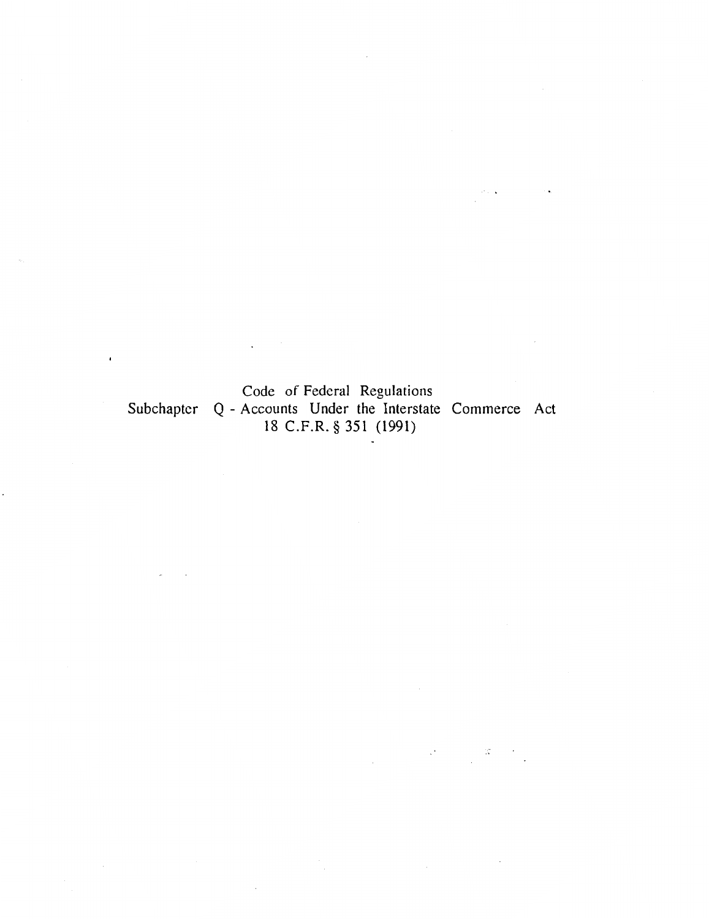Code of Federal Regulations
Subchapter Q - Accounts Under the Interstate Commerce Act
18 C.F.R. § 351 (1991)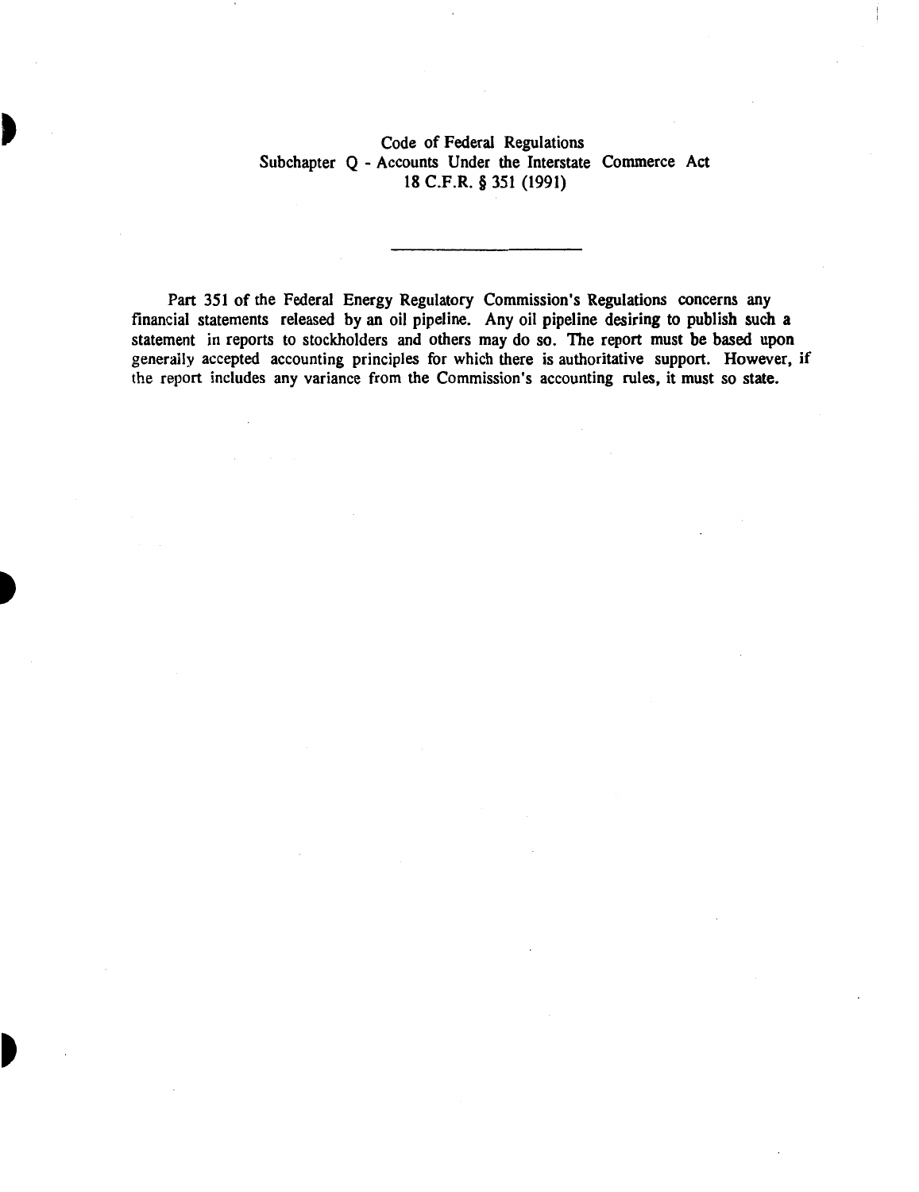# Code of Federal Regulations
## Subchapter Q - Accounts Under the Interstate Commerce Act
### 18 C.F.R. § 351 (1991)

---

Part 351 of the Federal Energy Regulatory Commission's Regulations concerns any financial statements released by an oil pipeline. Any oil pipeline desiring to publish such a statement in reports to stockholders and others may do so. The report must be based upon generally accepted accounting principles for which there is authoritative support. However, if the report includes any variance from the Commission's accounting rules, it must so state.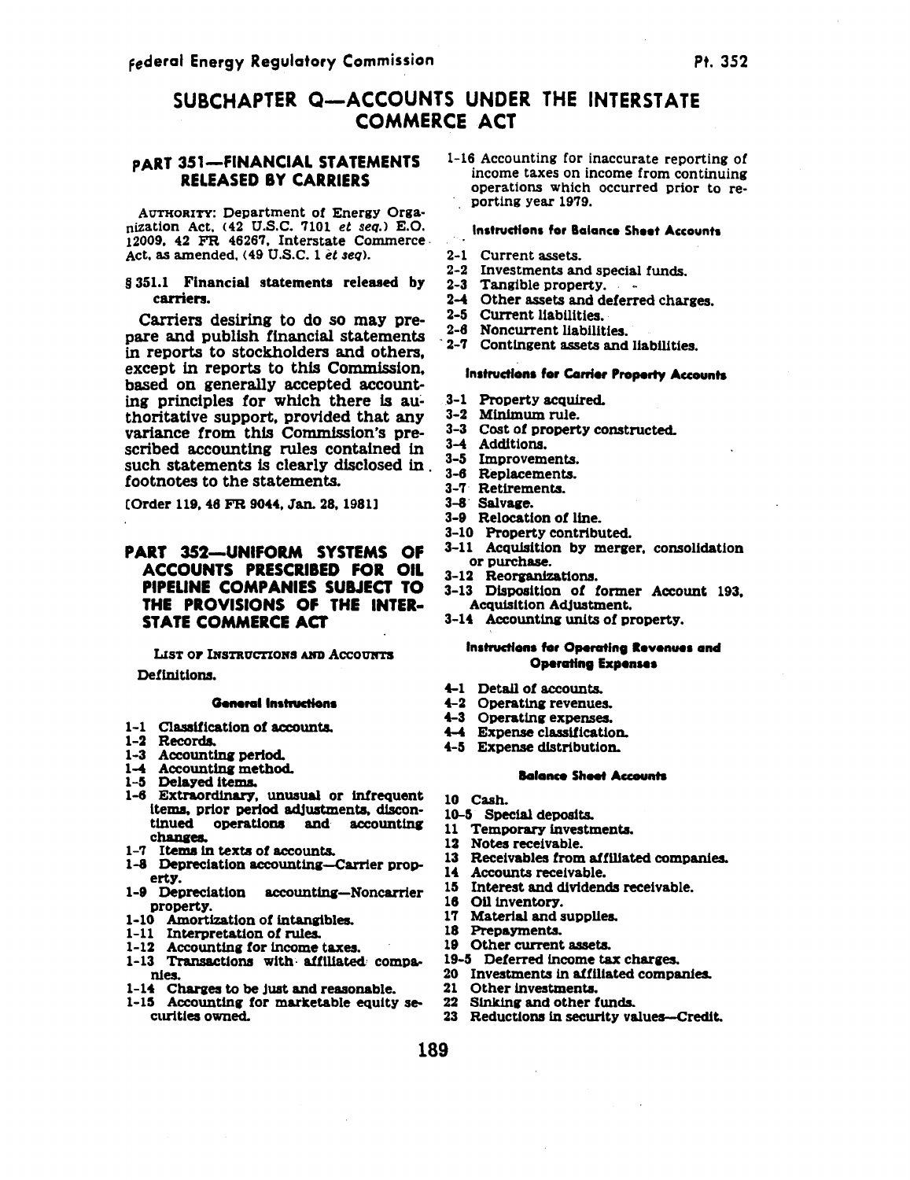# SUBCHAPTER Q—ACCOUNTS UNDER THE INTERSTATE COMMERCE ACT

## PART 351—FINANCIAL STATEMENTS RELEASED BY CARRIERS

AUTHORITY: Department of Energy Organization Act, (42 U.S.C. 7101 *et seq.*) E.O. 12009, 42 FR 46267, Interstate Commerce Act, as amended, (49 U.S.C. 1 *et seq*).

**§ 351.1 Financial statements released by carriers.**

Carriers desiring to do so may prepare and publish financial statements in reports to stockholders and others, except in reports to this Commission, based on generally accepted accounting principles for which there is authoritative support, provided that any variance from this Commission's prescribed accounting rules contained in such statements is clearly disclosed in footnotes to the statements.

[Order 119, 46 FR 9044, Jan. 28, 1981]

## PART 352—UNIFORM SYSTEMS OF ACCOUNTS PRESCRIBED FOR OIL PIPELINE COMPANIES SUBJECT TO THE PROVISIONS OF THE INTERSTATE COMMERCE ACT

LIST OF INSTRUCTIONS AND ACCOUNTS

Definitions.

#### General Instructions

1-1 Classification of accounts.
1-2 Records.
1-3 Accounting period.
1-4 Accounting method.
1-5 Delayed items.
1-6 Extraordinary, unusual or infrequent items, prior period adjustments, discontinued operations and accounting changes.
1-7 Items in texts of accounts.
1-8 Depreciation accounting—Carrier property.
1-9 Depreciation accounting—Noncarrier property.
1-10 Amortization of intangibles.
1-11 Interpretation of rules.
1-12 Accounting for income taxes.
1-13 Transactions with affiliated companies.
1-14 Charges to be just and reasonable.
1-15 Accounting for marketable equity securities owned.
1-16 Accounting for inaccurate reporting of income taxes on income from continuing operations which occurred prior to reporting year 1979.

#### Instructions for Balance Sheet Accounts

2-1 Current assets.
2-2 Investments and special funds.
2-3 Tangible property.
2-4 Other assets and deferred charges.
2-5 Current liabilities.
2-6 Noncurrent liabilities.
2-7 Contingent assets and liabilities.

#### Instructions for Carrier Property Accounts

3-1 Property acquired.
3-2 Minimum rule.
3-3 Cost of property constructed.
3-4 Additions.
3-5 Improvements.
3-6 Replacements.
3-7 Retirements.
3-8 Salvage.
3-9 Relocation of line.
3-10 Property contributed.
3-11 Acquisition by merger, consolidation or purchase.
3-12 Reorganizations.
3-13 Disposition of former Account 193, Acquisition Adjustment.
3-14 Accounting units of property.

#### Instructions for Operating Revenues and Operating Expenses

4-1 Detail of accounts.
4-2 Operating revenues.
4-3 Operating expenses.
4-4 Expense classification.
4-5 Expense distribution.

#### Balance Sheet Accounts

10 Cash.
10-5 Special deposits.
11 Temporary investments.
12 Notes receivable.
13 Receivables from affiliated companies.
14 Accounts receivable.
15 Interest and dividends receivable.
16 Oil inventory.
17 Material and supplies.
18 Prepayments.
19 Other current assets.
19-5 Deferred income tax charges.
20 Investments in affiliated companies.
21 Other investments.
22 Sinking and other funds.
23 Reductions in security values—Credit.